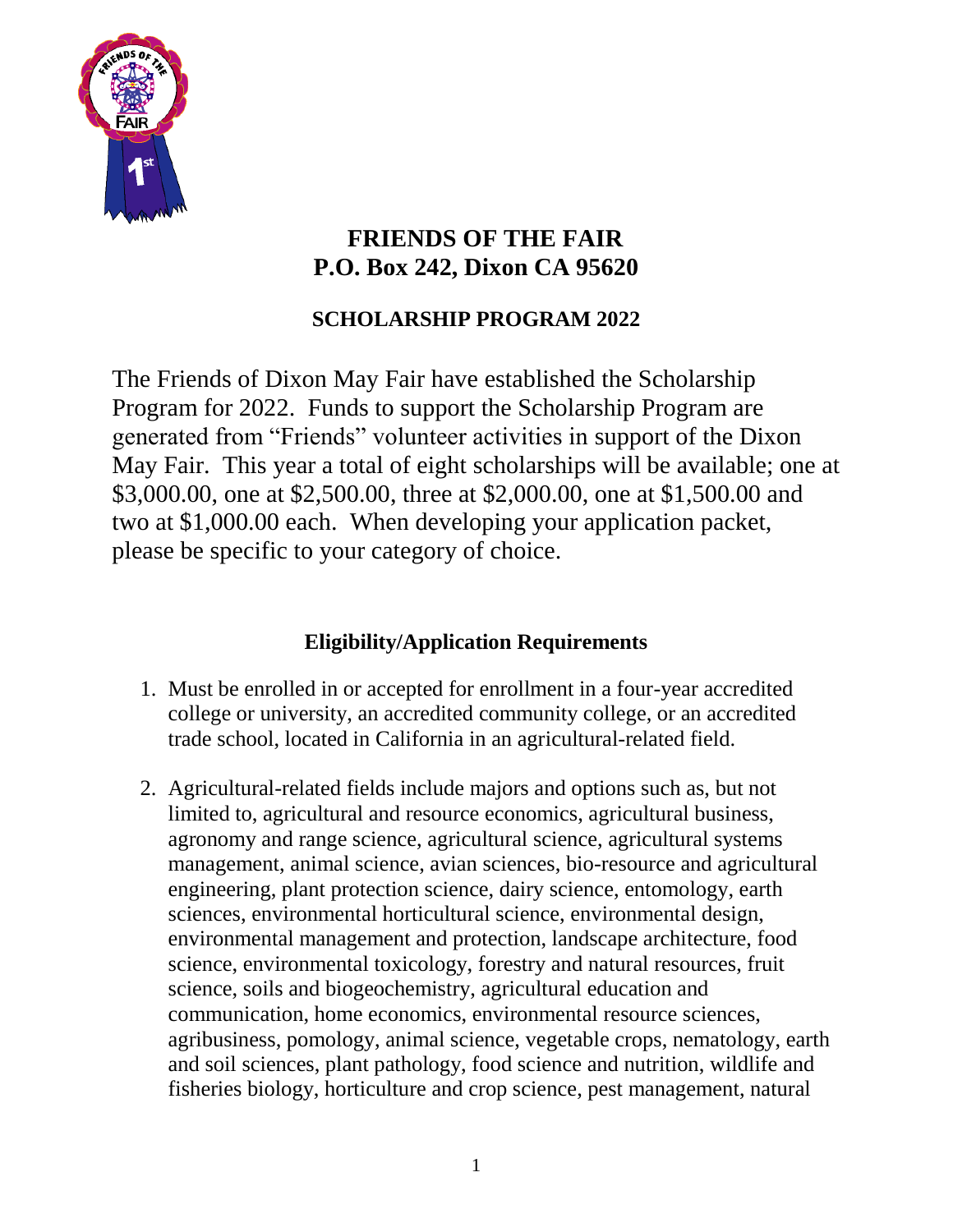# FRIENDS OF THE FAIR
# P.O. Box 242, Dixon CA 95620

## SCHOLARSHIP PROGRAM 2022

The Friends of Dixon May Fair have established the Scholarship Program for 2022. Funds to support the Scholarship Program are generated from "Friends" volunteer activities in support of the Dixon May Fair. This year a total of eight scholarships will be available; one at $3,000.00, one at $2,500.00, three at $2,000.00, one at $1,500.00 and two at $1,000.00 each. When developing your application packet, please be specific to your category of choice.

### Eligibility/Application Requirements

1. Must be enrolled in or accepted for enrollment in a four-year accredited college or university, an accredited community college, or an accredited trade school, located in California in an agricultural-related field.

2. Agricultural-related fields include majors and options such as, but not limited to, agricultural and resource economics, agricultural business, agronomy and range science, agricultural science, agricultural systems management, animal science, avian sciences, bio-resource and agricultural engineering, plant protection science, dairy science, entomology, earth sciences, environmental horticultural science, environmental design, environmental management and protection, landscape architecture, food science, environmental toxicology, forestry and natural resources, fruit science, soils and biogeochemistry, agricultural education and communication, home economics, environmental resource sciences, agribusiness, pomology, animal science, vegetable crops, nematology, earth and soil sciences, plant pathology, food science and nutrition, wildlife and fisheries biology, horticulture and crop science, pest management, natural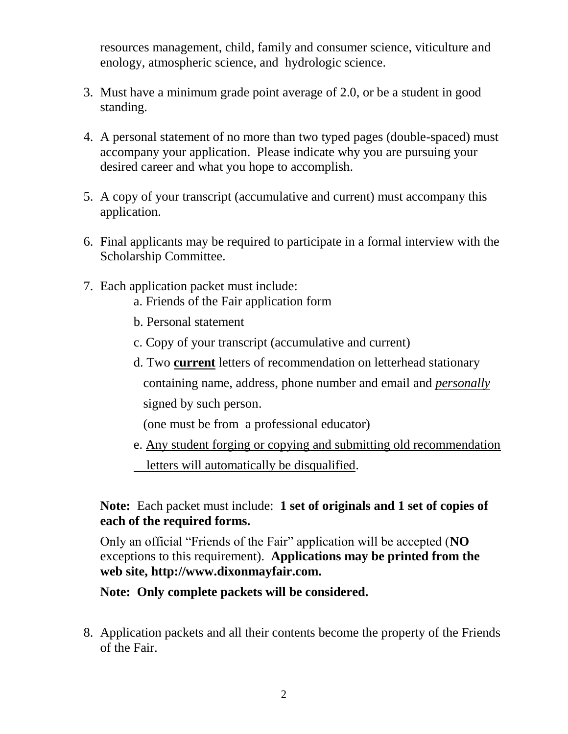resources management, child, family and consumer science, viticulture and enology, atmospheric science, and hydrologic science.

3. Must have a minimum grade point average of 2.0, or be a student in good standing.

4. A personal statement of no more than two typed pages (double-spaced) must accompany your application. Please indicate why you are pursuing your desired career and what you hope to accomplish.

5. A copy of your transcript (accumulative and current) must accompany this application.

6. Final applicants may be required to participate in a formal interview with the Scholarship Committee.

7. Each application packet must include:
   a. Friends of the Fair application form
   b. Personal statement
   c. Copy of your transcript (accumulative and current)
   d. Two <u>**current**</u> letters of recommendation on letterhead stationary containing name, address, phone number and email and <u>*personally*</u> signed by such person.
   (one must be from a professional educator)
   e. <u>Any student forging or copying and submitting old recommendation letters will automatically be disqualified</u>.

**Note:** Each packet must include: **1 set of originals and 1 set of copies of each of the required forms.**

Only an official "Friends of the Fair" application will be accepted (**NO** exceptions to this requirement). **Applications may be printed from the web site, http://www.dixonmayfair.com.**

**Note: Only complete packets will be considered.**

8. Application packets and all their contents become the property of the Friends of the Fair.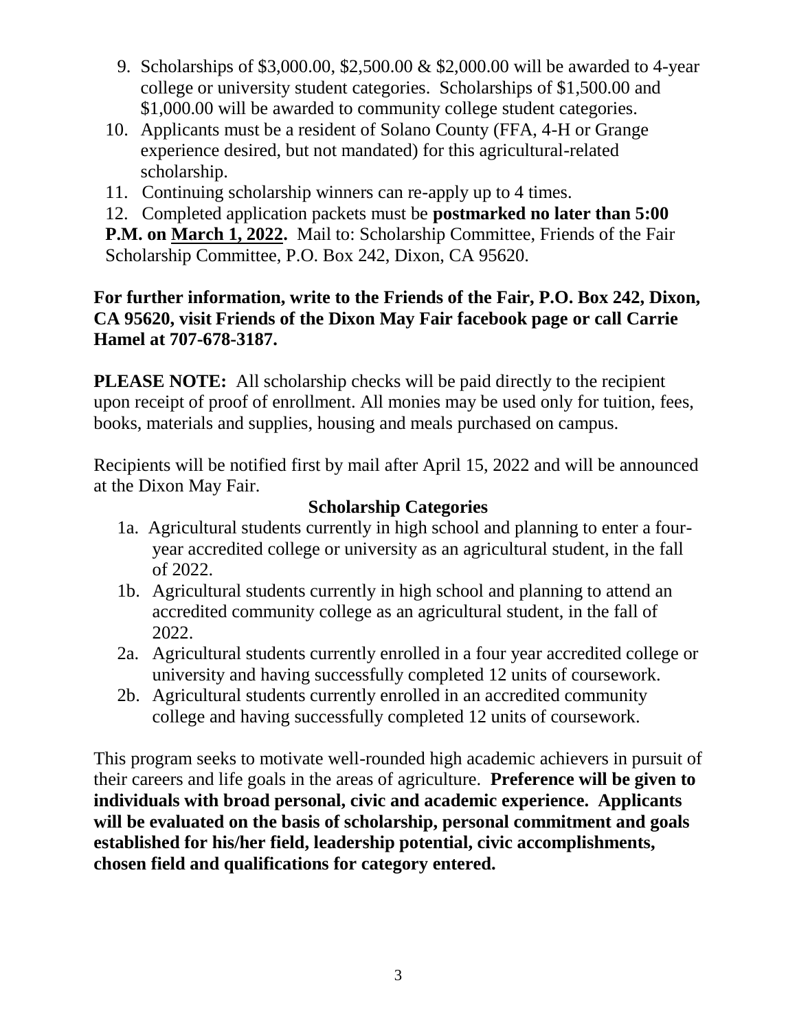9. Scholarships of $3,000.00, $2,500.00 & $2,000.00 will be awarded to 4-year college or university student categories. Scholarships of $1,500.00 and $1,000.00 will be awarded to community college student categories.
10. Applicants must be a resident of Solano County (FFA, 4-H or Grange experience desired, but not mandated) for this agricultural-related scholarship.
11. Continuing scholarship winners can re-apply up to 4 times.
12. Completed application packets must be **postmarked no later than 5:00 P.M. on <u>March 1, 2022</u>.** Mail to: Scholarship Committee, Friends of the Fair Scholarship Committee, P.O. Box 242, Dixon, CA 95620.

**For further information, write to the Friends of the Fair, P.O. Box 242, Dixon, CA 95620, visit Friends of the Dixon May Fair facebook page or call Carrie Hamel at 707-678-3187.**

**PLEASE NOTE:** All scholarship checks will be paid directly to the recipient upon receipt of proof of enrollment. All monies may be used only for tuition, fees, books, materials and supplies, housing and meals purchased on campus.

Recipients will be notified first by mail after April 15, 2022 and will be announced at the Dixon May Fair.

## Scholarship Categories

- 1a. Agricultural students currently in high school and planning to enter a four-year accredited college or university as an agricultural student, in the fall of 2022.
- 1b. Agricultural students currently in high school and planning to attend an accredited community college as an agricultural student, in the fall of 2022.
- 2a. Agricultural students currently enrolled in a four year accredited college or university and having successfully completed 12 units of coursework.
- 2b. Agricultural students currently enrolled in an accredited community college and having successfully completed 12 units of coursework.

This program seeks to motivate well-rounded high academic achievers in pursuit of their careers and life goals in the areas of agriculture. **Preference will be given to individuals with broad personal, civic and academic experience. Applicants will be evaluated on the basis of scholarship, personal commitment and goals established for his/her field, leadership potential, civic accomplishments, chosen field and qualifications for category entered.**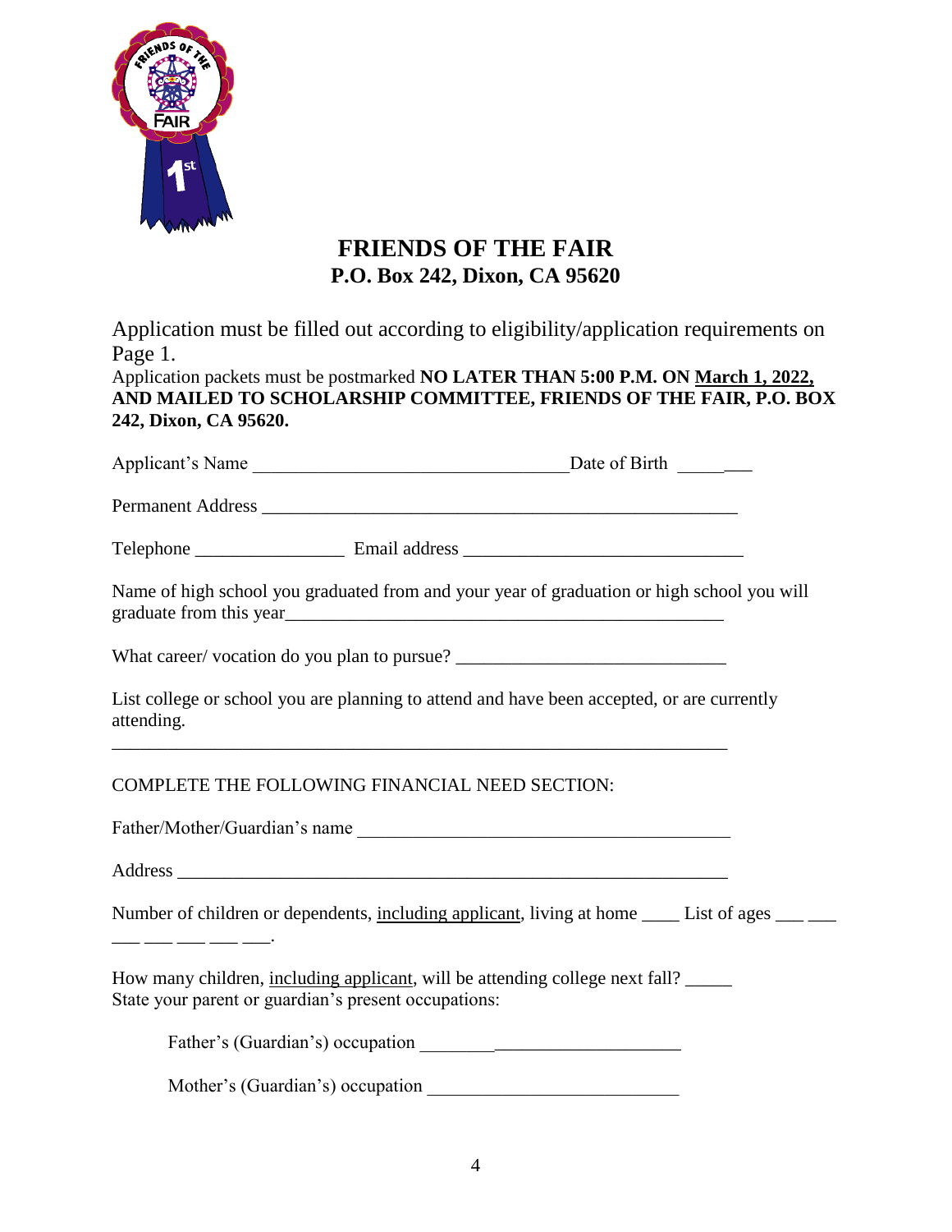# FRIENDS OF THE FAIR

## P.O. Box 242, Dixon, CA 95620

Application must be filled out according to eligibility/application requirements on Page 1.

Application packets must be postmarked **NO LATER THAN 5:00 P.M. ON March 1, 2022, AND MAILED TO SCHOLARSHIP COMMITTEE, FRIENDS OF THE FAIR, P.O. BOX 242, Dixon, CA 95620.**

Applicant's Name ________________________________ Date of Birth ________

Permanent Address ________________________________________________

Telephone ________________ Email address ____________________________

Name of high school you graduated from and your year of graduation or high school you will graduate from this year_____________________________________________

What career/ vocation do you plan to pursue? ___________________________

List college or school you are planning to attend and have been accepted, or are currently attending.

______________________________________________________________

COMPLETE THE FOLLOWING FINANCIAL NEED SECTION:

Father/Mother/Guardian's name ______________________________________

Address _______________________________________________________

Number of children or dependents, <u>including applicant</u>, living at home ____ List of ages ___ ___ ___ ___ ___ ___ ___.

How many children, <u>including applicant</u>, will be attending college next fall? _____

State your parent or guardian's present occupations:

Father's (Guardian's) occupation ____________________________

Mother's (Guardian's) occupation ___________________________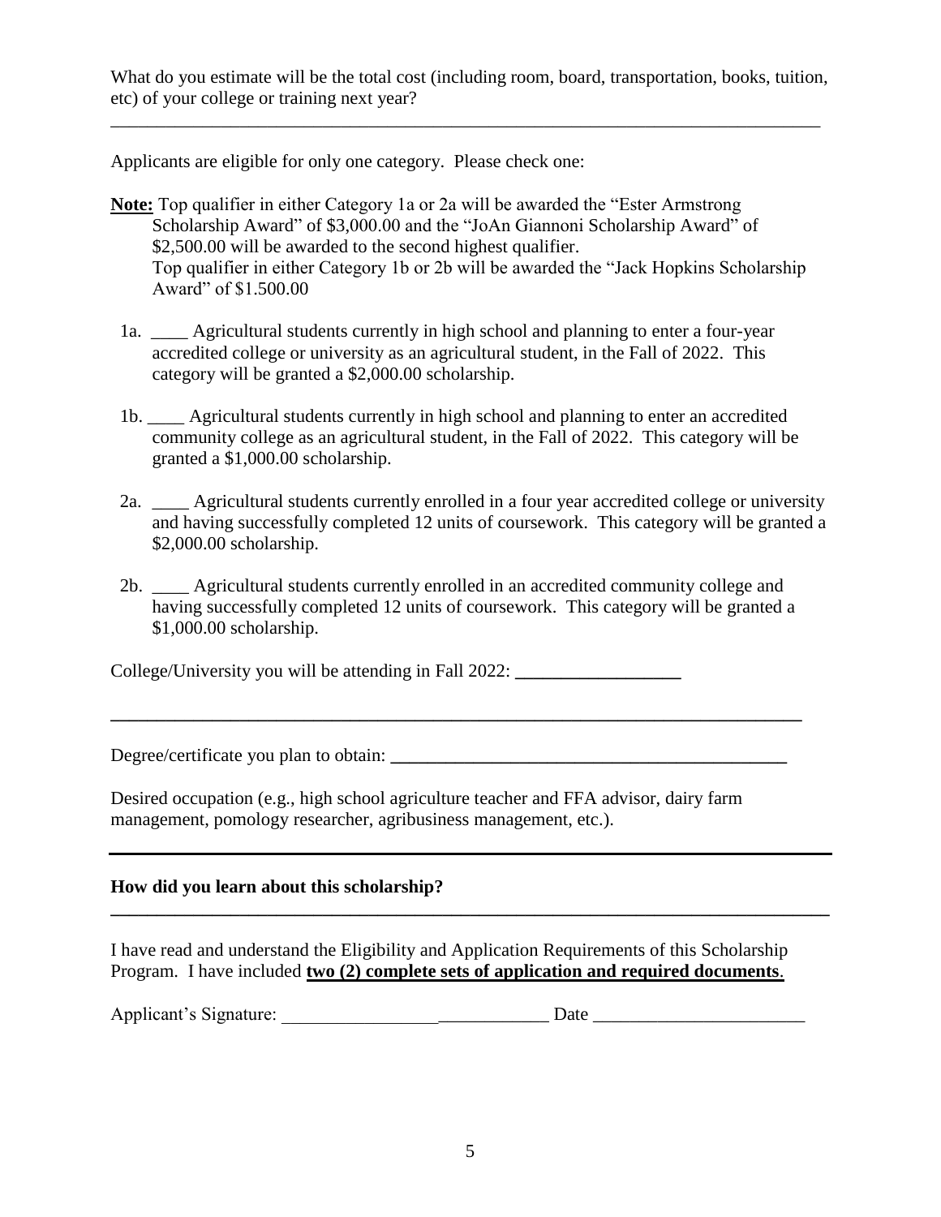What do you estimate will be the total cost (including room, board, transportation, books, tuition, etc) of your college or training next year?

_______________________________________________________________________________

Applicants are eligible for only one category. Please check one:

**Note:** Top qualifier in either Category 1a or 2a will be awarded the "Ester Armstrong Scholarship Award" of $3,000.00 and the "JoAn Giannoni Scholarship Award" of $2,500.00 will be awarded to the second highest qualifier.
Top qualifier in either Category 1b or 2b will be awarded the "Jack Hopkins Scholarship Award" of $1.500.00

1a. ____ Agricultural students currently in high school and planning to enter a four-year accredited college or university as an agricultural student, in the Fall of 2022. This category will be granted a $2,000.00 scholarship.

1b. ____ Agricultural students currently in high school and planning to enter an accredited community college as an agricultural student, in the Fall of 2022. This category will be granted a $1,000.00 scholarship.

2a. ____ Agricultural students currently enrolled in a four year accredited college or university and having successfully completed 12 units of coursework. This category will be granted a $2,000.00 scholarship.

2b. ____ Agricultural students currently enrolled in an accredited community college and having successfully completed 12 units of coursework. This category will be granted a $1,000.00 scholarship.

College/University you will be attending in Fall 2022: __________________

_______________________________________________________________________________

Degree/certificate you plan to obtain: ____________________________________________

Desired occupation (e.g., high school agriculture teacher and FFA advisor, dairy farm management, pomology researcher, agribusiness management, etc.).

_______________________________________________________________________________

**How did you learn about this scholarship?**

_______________________________________________________________________________

I have read and understand the Eligibility and Application Requirements of this Scholarship Program. I have included **two (2) complete sets of application and required documents**.

Applicant's Signature: _____________________________ Date _______________________